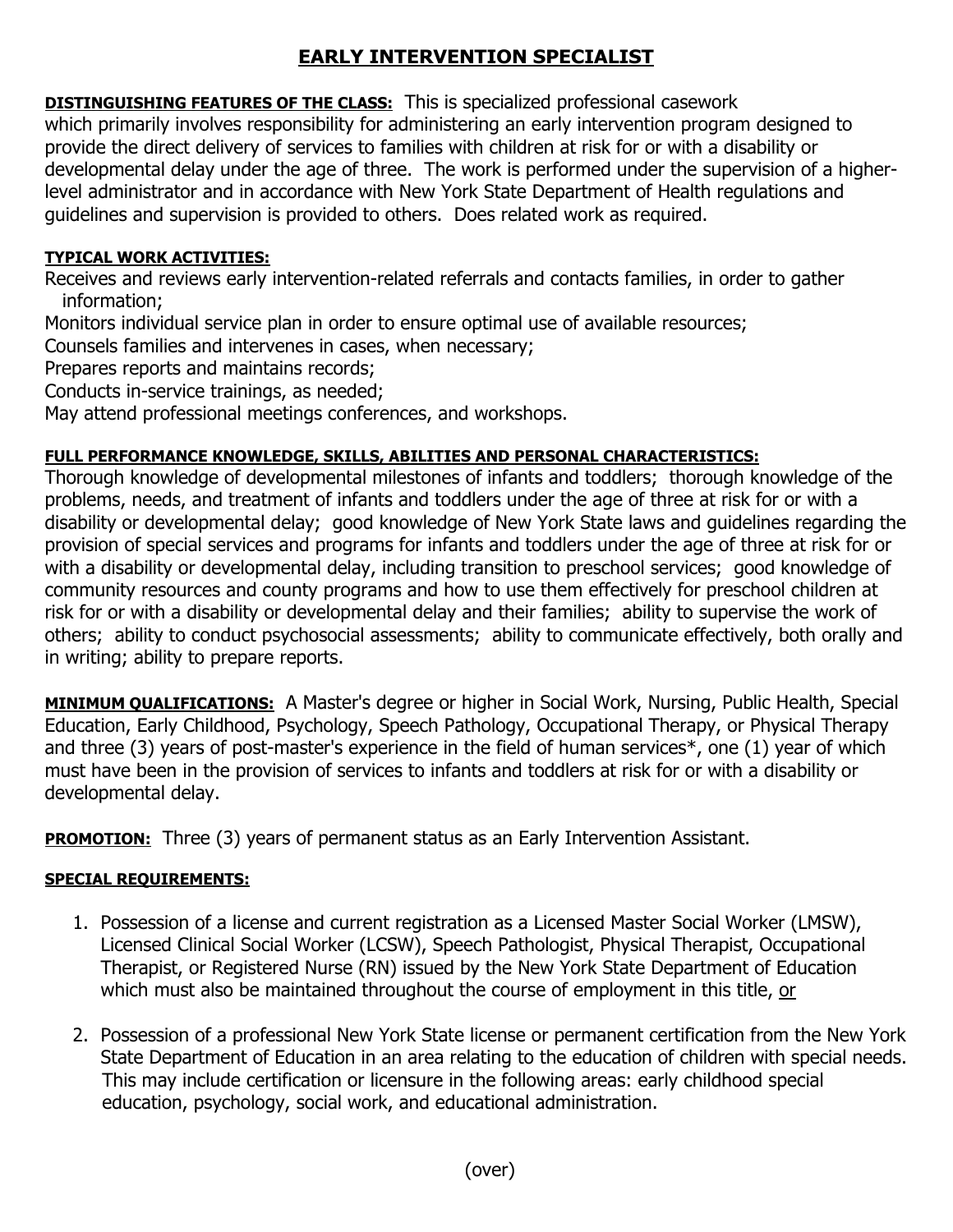# EARLY INTERVENTION SPECIALIST

**DISTINGUISHING FEATURES OF THE CLASS:** This is specialized professional casework which primarily involves responsibility for administering an early intervention program designed to provide the direct delivery of services to families with children at risk for or with a disability or developmental delay under the age of three. The work is performed under the supervision of a higher-level administrator and in accordance with New York State Department of Health regulations and guidelines and supervision is provided to others. Does related work as required.

**TYPICAL WORK ACTIVITIES:**

Receives and reviews early intervention-related referrals and contacts families, in order to gather information;
Monitors individual service plan in order to ensure optimal use of available resources;
Counsels families and intervenes in cases, when necessary;
Prepares reports and maintains records;
Conducts in-service trainings, as needed;
May attend professional meetings conferences, and workshops.

**FULL PERFORMANCE KNOWLEDGE, SKILLS, ABILITIES AND PERSONAL CHARACTERISTICS:**

Thorough knowledge of developmental milestones of infants and toddlers; thorough knowledge of the problems, needs, and treatment of infants and toddlers under the age of three at risk for or with a disability or developmental delay; good knowledge of New York State laws and guidelines regarding the provision of special services and programs for infants and toddlers under the age of three at risk for or with a disability or developmental delay, including transition to preschool services; good knowledge of community resources and county programs and how to use them effectively for preschool children at risk for or with a disability or developmental delay and their families; ability to supervise the work of others; ability to conduct psychosocial assessments; ability to communicate effectively, both orally and in writing; ability to prepare reports.

**MINIMUM QUALIFICATIONS:** A Master's degree or higher in Social Work, Nursing, Public Health, Special Education, Early Childhood, Psychology, Speech Pathology, Occupational Therapy, or Physical Therapy and three (3) years of post-master's experience in the field of human services*, one (1) year of which must have been in the provision of services to infants and toddlers at risk for or with a disability or developmental delay.

**PROMOTION:** Three (3) years of permanent status as an Early Intervention Assistant.

**SPECIAL REQUIREMENTS:**

1. Possession of a license and current registration as a Licensed Master Social Worker (LMSW), Licensed Clinical Social Worker (LCSW), Speech Pathologist, Physical Therapist, Occupational Therapist, or Registered Nurse (RN) issued by the New York State Department of Education which must also be maintained throughout the course of employment in this title, or

2. Possession of a professional New York State license or permanent certification from the New York State Department of Education in an area relating to the education of children with special needs. This may include certification or licensure in the following areas: early childhood special education, psychology, social work, and educational administration.

(over)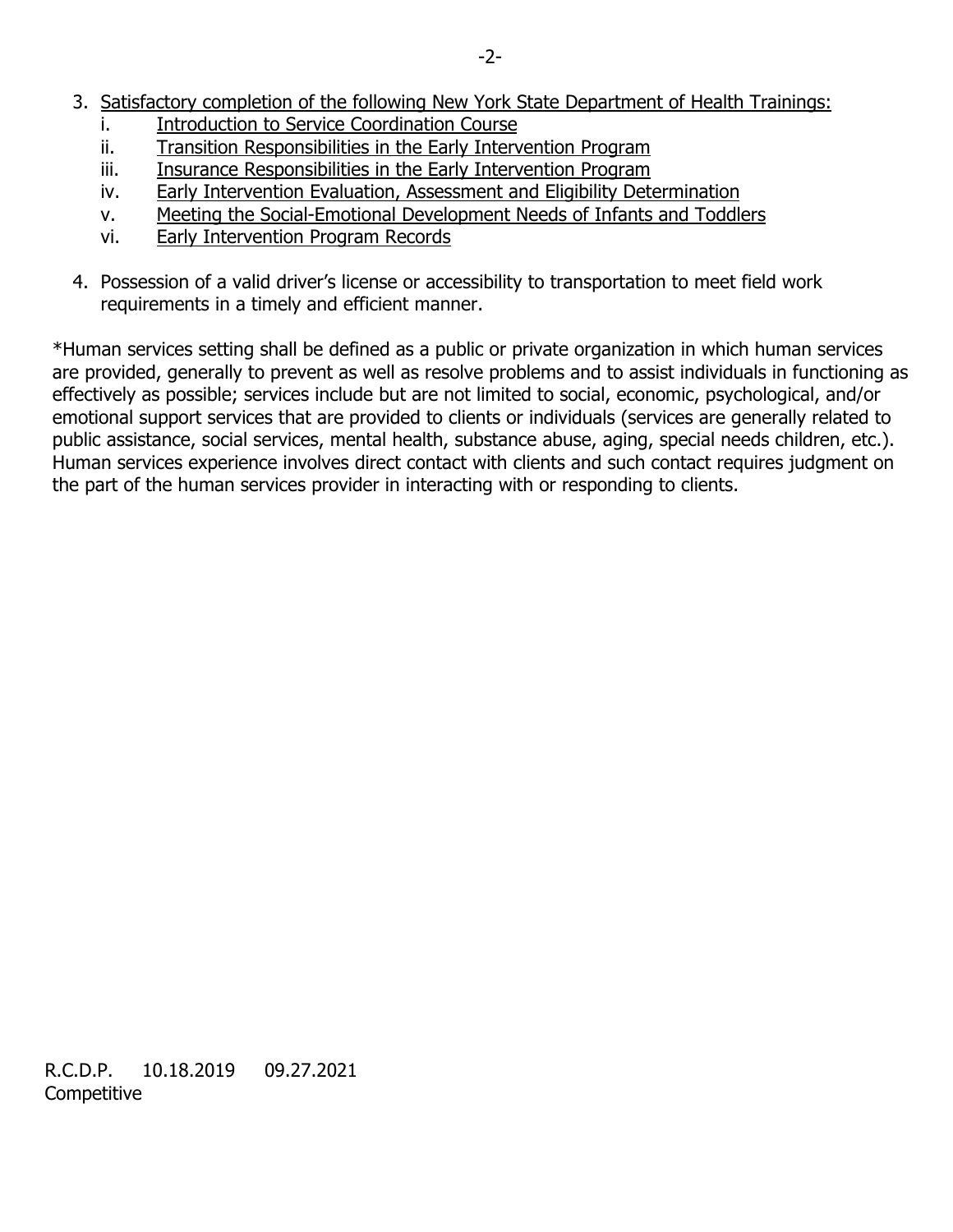3. Satisfactory completion of the following New York State Department of Health Trainings:
   i. Introduction to Service Coordination Course
   ii. Transition Responsibilities in the Early Intervention Program
   iii. Insurance Responsibilities in the Early Intervention Program
   iv. Early Intervention Evaluation, Assessment and Eligibility Determination
   v. Meeting the Social-Emotional Development Needs of Infants and Toddlers
   vi. Early Intervention Program Records

4. Possession of a valid driver's license or accessibility to transportation to meet field work requirements in a timely and efficient manner.

*Human services setting shall be defined as a public or private organization in which human services are provided, generally to prevent as well as resolve problems and to assist individuals in functioning as effectively as possible; services include but are not limited to social, economic, psychological, and/or emotional support services that are provided to clients or individuals (services are generally related to public assistance, social services, mental health, substance abuse, aging, special needs children, etc.). Human services experience involves direct contact with clients and such contact requires judgment on the part of the human services provider in interacting with or responding to clients.

R.C.D.P. 10.18.2019 09.27.2021
Competitive